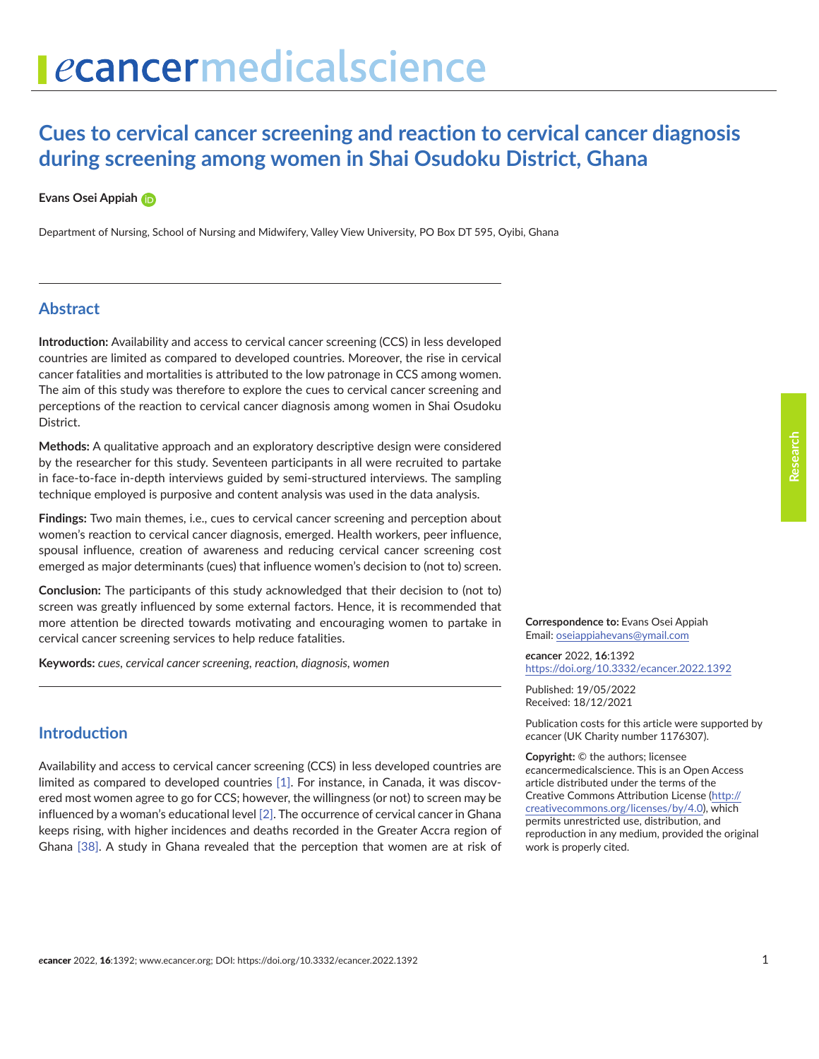# Cues to cervical cancer screening and reaction to cervical cancer diagnosis during screening among women in Shai Osudoku District, Ghana

**Evans Osei Appiah**

Department of Nursing, School of Nursing and Midwifery, Valley View University, PO Box DT 595, Oyibi, Ghana

## Abstract

**Introduction:** Availability and access to cervical cancer screening (CCS) in less developed countries are limited as compared to developed countries. Moreover, the rise in cervical cancer fatalities and mortalities is attributed to the low patronage in CCS among women. The aim of this study was therefore to explore the cues to cervical cancer screening and perceptions of the reaction to cervical cancer diagnosis among women in Shai Osudoku District.

**Methods:** A qualitative approach and an exploratory descriptive design were considered by the researcher for this study. Seventeen participants in all were recruited to partake in face-to-face in-depth interviews guided by semi-structured interviews. The sampling technique employed is purposive and content analysis was used in the data analysis.

**Findings:** Two main themes, i.e., cues to cervical cancer screening and perception about women's reaction to cervical cancer diagnosis, emerged. Health workers, peer influence, spousal influence, creation of awareness and reducing cervical cancer screening cost emerged as major determinants (cues) that influence women's decision to (not to) screen.

**Conclusion:** The participants of this study acknowledged that their decision to (not to) screen was greatly influenced by some external factors. Hence, it is recommended that more attention be directed towards motivating and encouraging women to partake in cervical cancer screening services to help reduce fatalities.

**Keywords:** *cues, cervical cancer screening, reaction, diagnosis, women*

**Correspondence to:** Evans Osei Appiah
Email: oseiappiahevans@ymail.com

*e*cancer 2022, **16**:1392
https://doi.org/10.3332/ecancer.2022.1392

Published: 19/05/2022
Received: 18/12/2021

Publication costs for this article were supported by *e*cancer (UK Charity number 1176307).

**Copyright:** © the authors; licensee *e*cancermedicalscience. This is an Open Access article distributed under the terms of the Creative Commons Attribution License (http://creativecommons.org/licenses/by/4.0), which permits unrestricted use, distribution, and reproduction in any medium, provided the original work is properly cited.

## Introduction

Availability and access to cervical cancer screening (CCS) in less developed countries are limited as compared to developed countries [1]. For instance, in Canada, it was discovered most women agree to go for CCS; however, the willingness (or not) to screen may be influenced by a woman's educational level [2]. The occurrence of cervical cancer in Ghana keeps rising, with higher incidences and deaths recorded in the Greater Accra region of Ghana [38]. A study in Ghana revealed that the perception that women are at risk of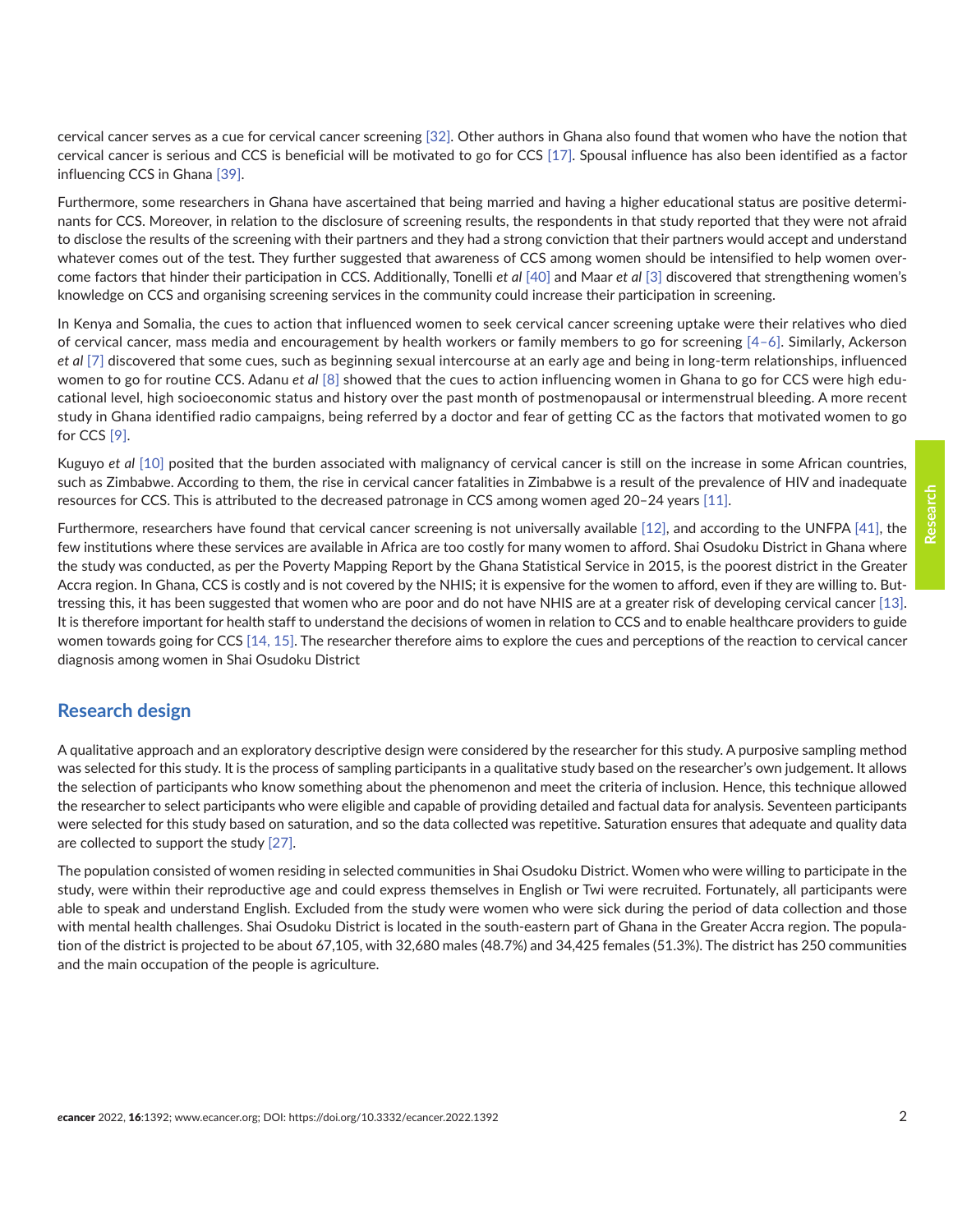cervical cancer serves as a cue for cervical cancer screening [32]. Other authors in Ghana also found that women who have the notion that cervical cancer is serious and CCS is beneficial will be motivated to go for CCS [17]. Spousal influence has also been identified as a factor influencing CCS in Ghana [39].

Furthermore, some researchers in Ghana have ascertained that being married and having a higher educational status are positive determinants for CCS. Moreover, in relation to the disclosure of screening results, the respondents in that study reported that they were not afraid to disclose the results of the screening with their partners and they had a strong conviction that their partners would accept and understand whatever comes out of the test. They further suggested that awareness of CCS among women should be intensified to help women overcome factors that hinder their participation in CCS. Additionally, Tonelli *et al* [40] and Maar *et al* [3] discovered that strengthening women's knowledge on CCS and organising screening services in the community could increase their participation in screening.

In Kenya and Somalia, the cues to action that influenced women to seek cervical cancer screening uptake were their relatives who died of cervical cancer, mass media and encouragement by health workers or family members to go for screening [4–6]. Similarly, Ackerson *et al* [7] discovered that some cues, such as beginning sexual intercourse at an early age and being in long-term relationships, influenced women to go for routine CCS. Adanu *et al* [8] showed that the cues to action influencing women in Ghana to go for CCS were high educational level, high socioeconomic status and history over the past month of postmenopausal or intermenstrual bleeding. A more recent study in Ghana identified radio campaigns, being referred by a doctor and fear of getting CC as the factors that motivated women to go for CCS [9].

Kuguyo *et al* [10] posited that the burden associated with malignancy of cervical cancer is still on the increase in some African countries, such as Zimbabwe. According to them, the rise in cervical cancer fatalities in Zimbabwe is a result of the prevalence of HIV and inadequate resources for CCS. This is attributed to the decreased patronage in CCS among women aged 20–24 years [11].

Furthermore, researchers have found that cervical cancer screening is not universally available [12], and according to the UNFPA [41], the few institutions where these services are available in Africa are too costly for many women to afford. Shai Osudoku District in Ghana where the study was conducted, as per the Poverty Mapping Report by the Ghana Statistical Service in 2015, is the poorest district in the Greater Accra region. In Ghana, CCS is costly and is not covered by the NHIS; it is expensive for the women to afford, even if they are willing to. Buttressing this, it has been suggested that women who are poor and do not have NHIS are at a greater risk of developing cervical cancer [13]. It is therefore important for health staff to understand the decisions of women in relation to CCS and to enable healthcare providers to guide women towards going for CCS [14, 15]. The researcher therefore aims to explore the cues and perceptions of the reaction to cervical cancer diagnosis among women in Shai Osudoku District

## Research design

A qualitative approach and an exploratory descriptive design were considered by the researcher for this study. A purposive sampling method was selected for this study. It is the process of sampling participants in a qualitative study based on the researcher's own judgement. It allows the selection of participants who know something about the phenomenon and meet the criteria of inclusion. Hence, this technique allowed the researcher to select participants who were eligible and capable of providing detailed and factual data for analysis. Seventeen participants were selected for this study based on saturation, and so the data collected was repetitive. Saturation ensures that adequate and quality data are collected to support the study [27].

The population consisted of women residing in selected communities in Shai Osudoku District. Women who were willing to participate in the study, were within their reproductive age and could express themselves in English or Twi were recruited. Fortunately, all participants were able to speak and understand English. Excluded from the study were women who were sick during the period of data collection and those with mental health challenges. Shai Osudoku District is located in the south-eastern part of Ghana in the Greater Accra region. The population of the district is projected to be about 67,105, with 32,680 males (48.7%) and 34,425 females (51.3%). The district has 250 communities and the main occupation of the people is agriculture.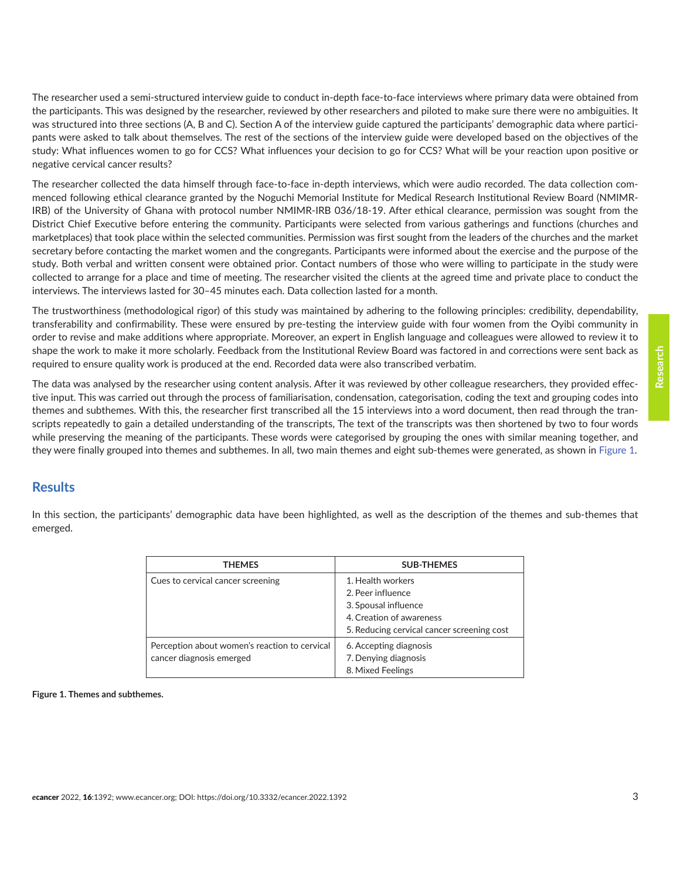The researcher used a semi-structured interview guide to conduct in-depth face-to-face interviews where primary data were obtained from the participants. This was designed by the researcher, reviewed by other researchers and piloted to make sure there were no ambiguities. It was structured into three sections (A, B and C). Section A of the interview guide captured the participants' demographic data where participants were asked to talk about themselves. The rest of the sections of the interview guide were developed based on the objectives of the study: What influences women to go for CCS? What influences your decision to go for CCS? What will be your reaction upon positive or negative cervical cancer results?

The researcher collected the data himself through face-to-face in-depth interviews, which were audio recorded. The data collection commenced following ethical clearance granted by the Noguchi Memorial Institute for Medical Research Institutional Review Board (NMIMR-IRB) of the University of Ghana with protocol number NMIMR-IRB 036/18-19. After ethical clearance, permission was sought from the District Chief Executive before entering the community. Participants were selected from various gatherings and functions (churches and marketplaces) that took place within the selected communities. Permission was first sought from the leaders of the churches and the market secretary before contacting the market women and the congregants. Participants were informed about the exercise and the purpose of the study. Both verbal and written consent were obtained prior. Contact numbers of those who were willing to participate in the study were collected to arrange for a place and time of meeting. The researcher visited the clients at the agreed time and private place to conduct the interviews. The interviews lasted for 30–45 minutes each. Data collection lasted for a month.

The trustworthiness (methodological rigor) of this study was maintained by adhering to the following principles: credibility, dependability, transferability and confirmability. These were ensured by pre-testing the interview guide with four women from the Oyibi community in order to revise and make additions where appropriate. Moreover, an expert in English language and colleagues were allowed to review it to shape the work to make it more scholarly. Feedback from the Institutional Review Board was factored in and corrections were sent back as required to ensure quality work is produced at the end. Recorded data were also transcribed verbatim.

The data was analysed by the researcher using content analysis. After it was reviewed by other colleague researchers, they provided effective input. This was carried out through the process of familiarisation, condensation, categorisation, coding the text and grouping codes into themes and subthemes. With this, the researcher first transcribed all the 15 interviews into a word document, then read through the transcripts repeatedly to gain a detailed understanding of the transcripts, The text of the transcripts was then shortened by two to four words while preserving the meaning of the participants. These words were categorised by grouping the ones with similar meaning together, and they were finally grouped into themes and subthemes. In all, two main themes and eight sub-themes were generated, as shown in Figure 1.

## Results

In this section, the participants' demographic data have been highlighted, as well as the description of the themes and sub-themes that emerged.

| THEMES | SUB-THEMES |
|---|---|
| Cues to cervical cancer screening | 1. Health workers<br>2. Peer influence<br>3. Spousal influence<br>4. Creation of awareness<br>5. Reducing cervical cancer screening cost |
| Perception about women's reaction to cervical cancer diagnosis emerged | 6. Accepting diagnosis<br>7. Denying diagnosis<br>8. Mixed Feelings |

**Figure 1. Themes and subthemes.**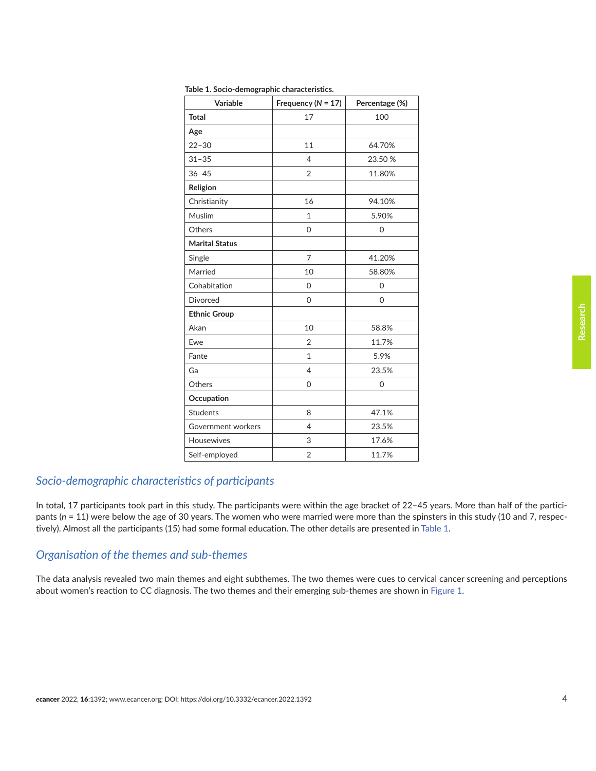**Table 1. Socio-demographic characteristics.**

| Variable | Frequency ($N$ = 17) | Percentage (%) |
|---|---|---|
| **Total** | 17 | 100 |
| **Age** | | |
| 22–30 | 11 | 64.70% |
| 31–35 | 4 | 23.50 % |
| 36–45 | 2 | 11.80% |
| **Religion** | | |
| Christianity | 16 | 94.10% |
| Muslim | 1 | 5.90% |
| Others | 0 | 0 |
| **Marital Status** | | |
| Single | 7 | 41.20% |
| Married | 10 | 58.80% |
| Cohabitation | 0 | 0 |
| Divorced | 0 | 0 |
| **Ethnic Group** | | |
| Akan | 10 | 58.8% |
| Ewe | 2 | 11.7% |
| Fante | 1 | 5.9% |
| Ga | 4 | 23.5% |
| Others | 0 | 0 |
| **Occupation** | | |
| Students | 8 | 47.1% |
| Government workers | 4 | 23.5% |
| Housewives | 3 | 17.6% |
| Self-employed | 2 | 11.7% |

## *Socio-demographic characteristics of participants*

In total, 17 participants took part in this study. The participants were within the age bracket of 22–45 years. More than half of the participants ($n$ = 11) were below the age of 30 years. The women who were married were more than the spinsters in this study (10 and 7, respectively). Almost all the participants (15) had some formal education. The other details are presented in Table 1.

## *Organisation of the themes and sub-themes*

The data analysis revealed two main themes and eight subthemes. The two themes were cues to cervical cancer screening and perceptions about women's reaction to CC diagnosis. The two themes and their emerging sub-themes are shown in Figure 1.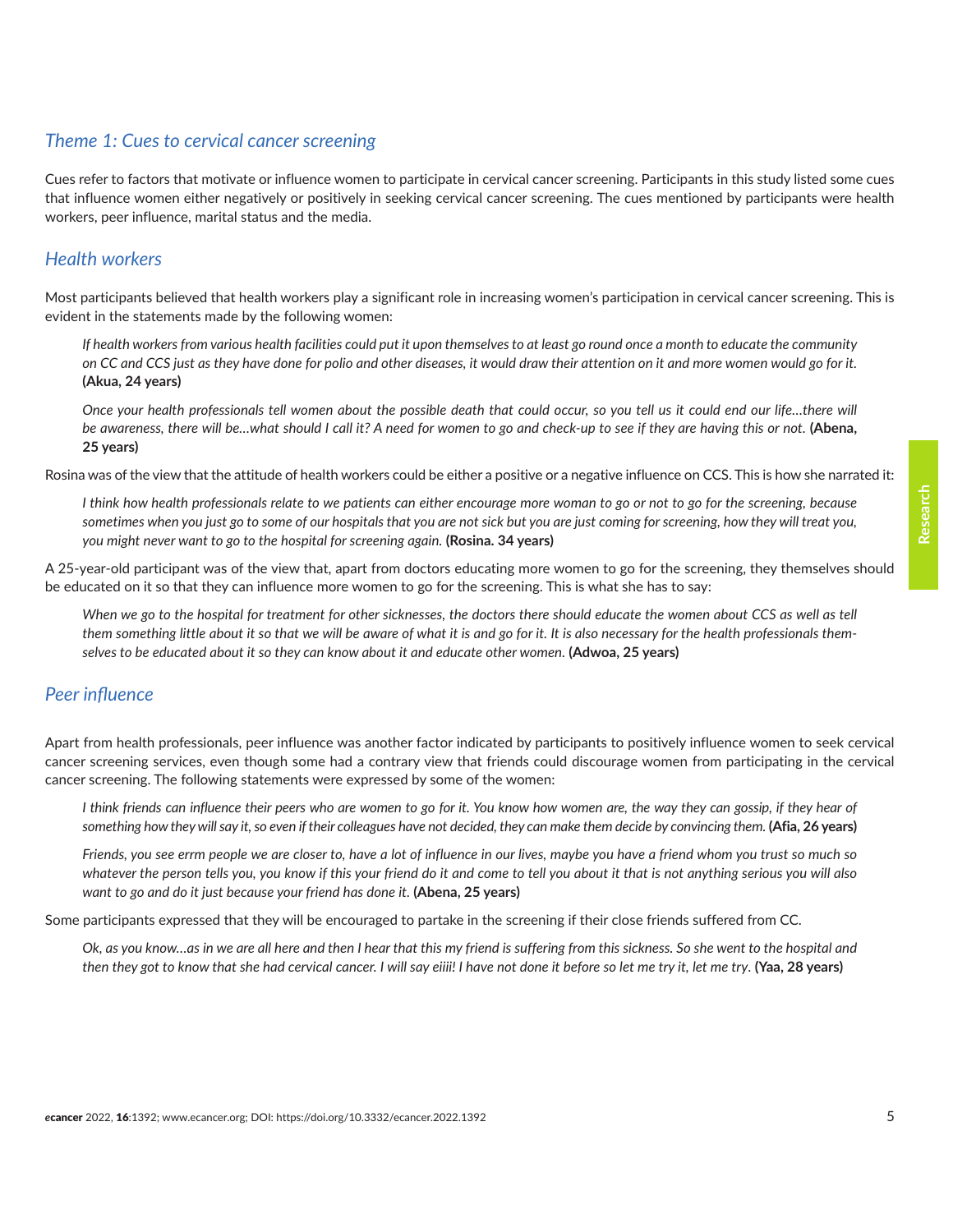### *Theme 1: Cues to cervical cancer screening*

Cues refer to factors that motivate or influence women to participate in cervical cancer screening. Participants in this study listed some cues that influence women either negatively or positively in seeking cervical cancer screening. The cues mentioned by participants were health workers, peer influence, marital status and the media.

### *Health workers*

Most participants believed that health workers play a significant role in increasing women's participation in cervical cancer screening. This is evident in the statements made by the following women:

> *If health workers from various health facilities could put it upon themselves to at least go round once a month to educate the community on CC and CCS just as they have done for polio and other diseases, it would draw their attention on it and more women would go for it.* **(Akua, 24 years)**

> *Once your health professionals tell women about the possible death that could occur, so you tell us it could end our life…there will be awareness, there will be…what should I call it? A need for women to go and check-up to see if they are having this or not.* **(Abena, 25 years)**

Rosina was of the view that the attitude of health workers could be either a positive or a negative influence on CCS. This is how she narrated it:

> *I think how health professionals relate to we patients can either encourage more woman to go or not to go for the screening, because sometimes when you just go to some of our hospitals that you are not sick but you are just coming for screening, how they will treat you, you might never want to go to the hospital for screening again.* **(Rosina. 34 years)**

A 25-year-old participant was of the view that, apart from doctors educating more women to go for the screening, they themselves should be educated on it so that they can influence more women to go for the screening. This is what she has to say:

> *When we go to the hospital for treatment for other sicknesses, the doctors there should educate the women about CCS as well as tell them something little about it so that we will be aware of what it is and go for it. It is also necessary for the health professionals themselves to be educated about it so they can know about it and educate other women.* **(Adwoa, 25 years)**

### *Peer influence*

Apart from health professionals, peer influence was another factor indicated by participants to positively influence women to seek cervical cancer screening services, even though some had a contrary view that friends could discourage women from participating in the cervical cancer screening. The following statements were expressed by some of the women:

> *I think friends can influence their peers who are women to go for it. You know how women are, the way they can gossip, if they hear of something how they will say it, so even if their colleagues have not decided, they can make them decide by convincing them.* **(Afia, 26 years)**

> *Friends, you see errm people we are closer to, have a lot of influence in our lives, maybe you have a friend whom you trust so much so whatever the person tells you, you know if this your friend do it and come to tell you about it that is not anything serious you will also want to go and do it just because your friend has done it.* **(Abena, 25 years)**

Some participants expressed that they will be encouraged to partake in the screening if their close friends suffered from CC.

> *Ok, as you know…as in we are all here and then I hear that this my friend is suffering from this sickness. So she went to the hospital and then they got to know that she had cervical cancer. I will say eiiii! I have not done it before so let me try it, let me try.* **(Yaa, 28 years)**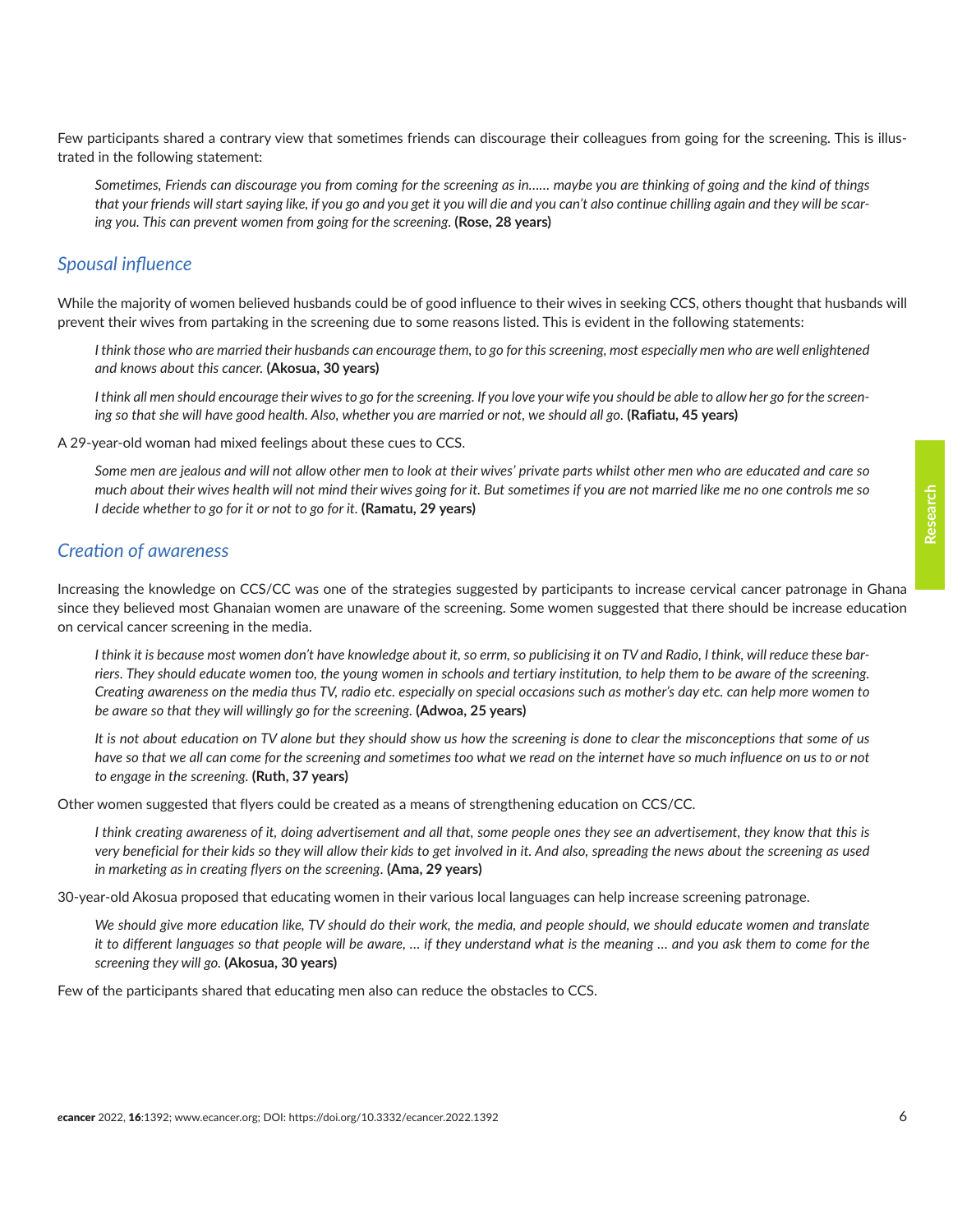Few participants shared a contrary view that sometimes friends can discourage their colleagues from going for the screening. This is illustrated in the following statement:

> *Sometimes, Friends can discourage you from coming for the screening as in…… maybe you are thinking of going and the kind of things that your friends will start saying like, if you go and you get it you will die and you can't also continue chilling again and they will be scaring you. This can prevent women from going for the screening.* **(Rose, 28 years)**

### *Spousal influence*

While the majority of women believed husbands could be of good influence to their wives in seeking CCS, others thought that husbands will prevent their wives from partaking in the screening due to some reasons listed. This is evident in the following statements:

> *I think those who are married their husbands can encourage them, to go for this screening, most especially men who are well enlightened and knows about this cancer.* **(Akosua, 30 years)**

> *I think all men should encourage their wives to go for the screening. If you love your wife you should be able to allow her go for the screening so that she will have good health. Also, whether you are married or not, we should all go.* **(Rafiatu, 45 years)**

A 29-year-old woman had mixed feelings about these cues to CCS.

> *Some men are jealous and will not allow other men to look at their wives' private parts whilst other men who are educated and care so much about their wives health will not mind their wives going for it. But sometimes if you are not married like me no one controls me so I decide whether to go for it or not to go for it.* **(Ramatu, 29 years)**

### *Creation of awareness*

Increasing the knowledge on CCS/CC was one of the strategies suggested by participants to increase cervical cancer patronage in Ghana since they believed most Ghanaian women are unaware of the screening. Some women suggested that there should be increase education on cervical cancer screening in the media.

> *I think it is because most women don't have knowledge about it, so errm, so publicising it on TV and Radio, I think, will reduce these barriers. They should educate women too, the young women in schools and tertiary institution, to help them to be aware of the screening. Creating awareness on the media thus TV, radio etc. especially on special occasions such as mother's day etc. can help more women to be aware so that they will willingly go for the screening.* **(Adwoa, 25 years)**

> *It is not about education on TV alone but they should show us how the screening is done to clear the misconceptions that some of us have so that we all can come for the screening and sometimes too what we read on the internet have so much influence on us to or not to engage in the screening.* **(Ruth, 37 years)**

Other women suggested that flyers could be created as a means of strengthening education on CCS/CC.

> *I think creating awareness of it, doing advertisement and all that, some people ones they see an advertisement, they know that this is very beneficial for their kids so they will allow their kids to get involved in it. And also, spreading the news about the screening as used in marketing as in creating flyers on the screening.* **(Ama, 29 years)**

30-year-old Akosua proposed that educating women in their various local languages can help increase screening patronage.

> *We should give more education like, TV should do their work, the media, and people should, we should educate women and translate it to different languages so that people will be aware, … if they understand what is the meaning … and you ask them to come for the screening they will go.* **(Akosua, 30 years)**

Few of the participants shared that educating men also can reduce the obstacles to CCS.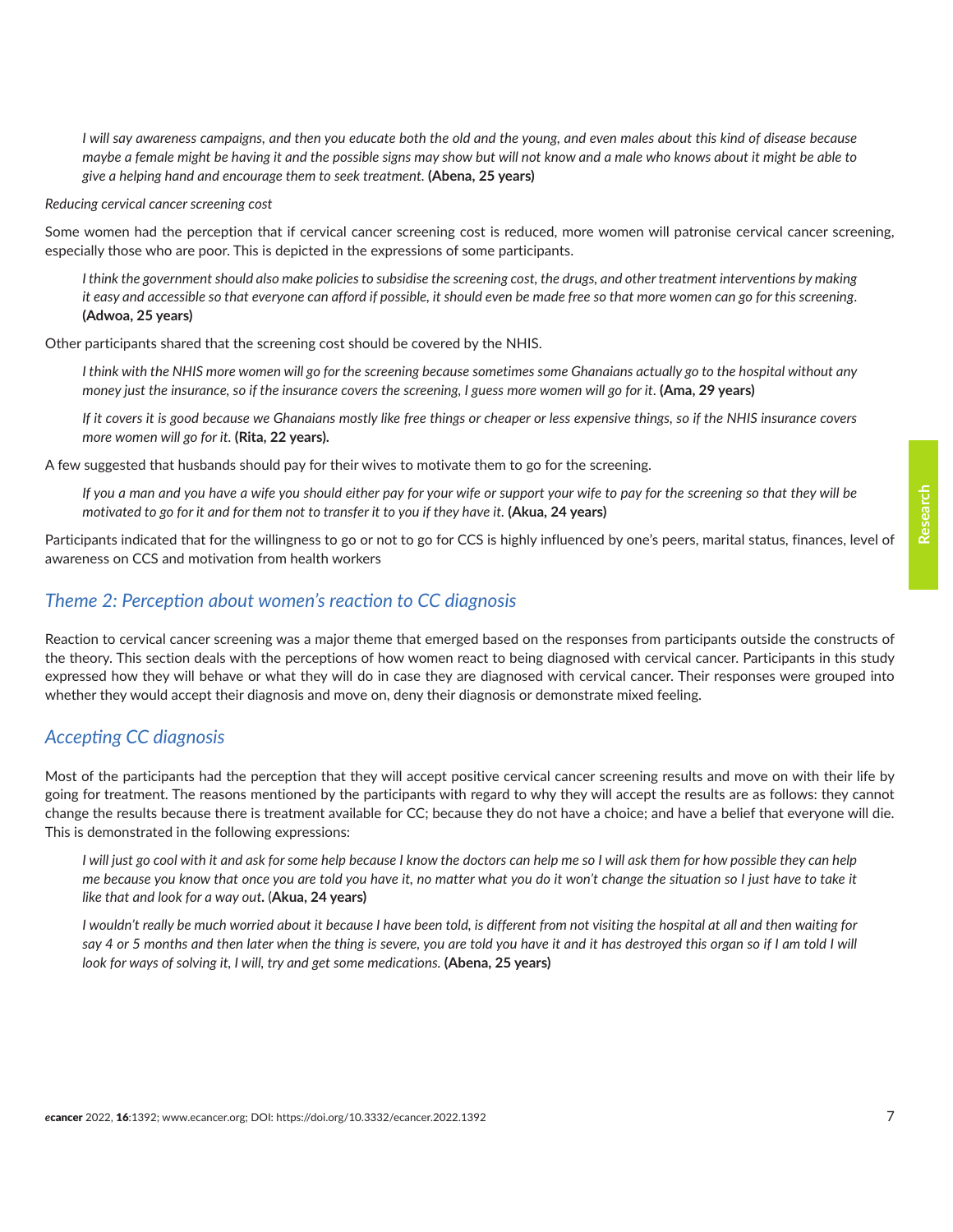> *I will say awareness campaigns, and then you educate both the old and the young, and even males about this kind of disease because maybe a female might be having it and the possible signs may show but will not know and a male who knows about it might be able to give a helping hand and encourage them to seek treatment.* **(Abena, 25 years)**

*Reducing cervical cancer screening cost*

Some women had the perception that if cervical cancer screening cost is reduced, more women will patronise cervical cancer screening, especially those who are poor. This is depicted in the expressions of some participants.

> *I think the government should also make policies to subsidise the screening cost, the drugs, and other treatment interventions by making it easy and accessible so that everyone can afford if possible, it should even be made free so that more women can go for this screening.* **(Adwoa, 25 years)**

Other participants shared that the screening cost should be covered by the NHIS.

> *I think with the NHIS more women will go for the screening because sometimes some Ghanaians actually go to the hospital without any money just the insurance, so if the insurance covers the screening, I guess more women will go for it.* **(Ama, 29 years)**

> *If it covers it is good because we Ghanaians mostly like free things or cheaper or less expensive things, so if the NHIS insurance covers more women will go for it.* **(Rita, 22 years).**

A few suggested that husbands should pay for their wives to motivate them to go for the screening.

> *If you a man and you have a wife you should either pay for your wife or support your wife to pay for the screening so that they will be motivated to go for it and for them not to transfer it to you if they have it.* **(Akua, 24 years)**

Participants indicated that for the willingness to go or not to go for CCS is highly influenced by one's peers, marital status, finances, level of awareness on CCS and motivation from health workers

## *Theme 2: Perception about women's reaction to CC diagnosis*

Reaction to cervical cancer screening was a major theme that emerged based on the responses from participants outside the constructs of the theory. This section deals with the perceptions of how women react to being diagnosed with cervical cancer. Participants in this study expressed how they will behave or what they will do in case they are diagnosed with cervical cancer. Their responses were grouped into whether they would accept their diagnosis and move on, deny their diagnosis or demonstrate mixed feeling.

## *Accepting CC diagnosis*

Most of the participants had the perception that they will accept positive cervical cancer screening results and move on with their life by going for treatment. The reasons mentioned by the participants with regard to why they will accept the results are as follows: they cannot change the results because there is treatment available for CC; because they do not have a choice; and have a belief that everyone will die. This is demonstrated in the following expressions:

> *I will just go cool with it and ask for some help because I know the doctors can help me so I will ask them for how possible they can help me because you know that once you are told you have it, no matter what you do it won't change the situation so I just have to take it like that and look for a way out.* (**Akua, 24 years)**

> *I wouldn't really be much worried about it because I have been told, is different from not visiting the hospital at all and then waiting for say 4 or 5 months and then later when the thing is severe, you are told you have it and it has destroyed this organ so if I am told I will look for ways of solving it, I will, try and get some medications.* **(Abena, 25 years)**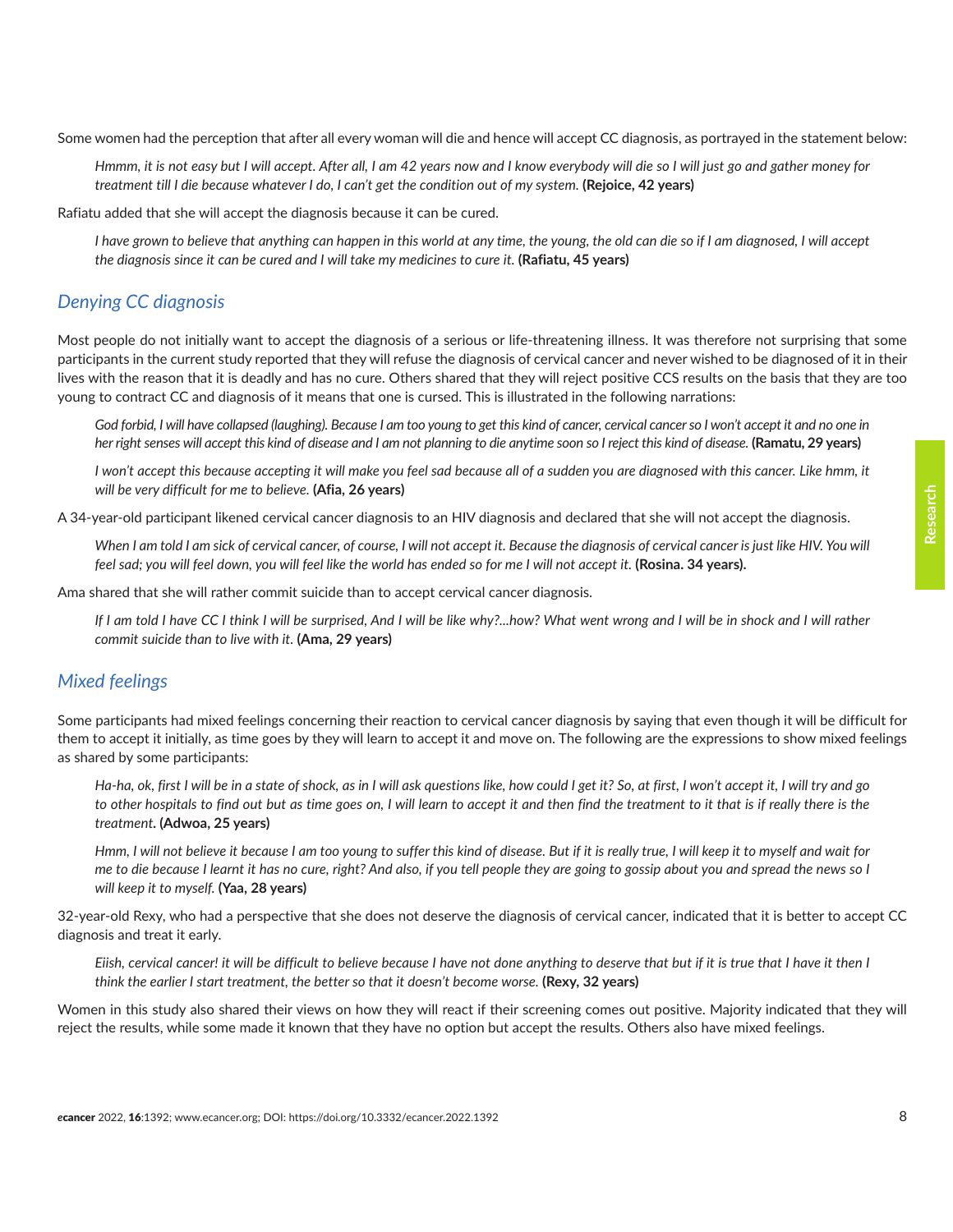Some women had the perception that after all every woman will die and hence will accept CC diagnosis, as portrayed in the statement below:

> *Hmmm, it is not easy but I will accept. After all, I am 42 years now and I know everybody will die so I will just go and gather money for treatment till I die because whatever I do, I can't get the condition out of my system.* **(Rejoice, 42 years)**

Rafiatu added that she will accept the diagnosis because it can be cured.

> *I have grown to believe that anything can happen in this world at any time, the young, the old can die so if I am diagnosed, I will accept the diagnosis since it can be cured and I will take my medicines to cure it.* **(Rafiatu, 45 years)**

### *Denying CC diagnosis*

Most people do not initially want to accept the diagnosis of a serious or life-threatening illness. It was therefore not surprising that some participants in the current study reported that they will refuse the diagnosis of cervical cancer and never wished to be diagnosed of it in their lives with the reason that it is deadly and has no cure. Others shared that they will reject positive CCS results on the basis that they are too young to contract CC and diagnosis of it means that one is cursed. This is illustrated in the following narrations:

> *God forbid, I will have collapsed (laughing). Because I am too young to get this kind of cancer, cervical cancer so I won't accept it and no one in her right senses will accept this kind of disease and I am not planning to die anytime soon so I reject this kind of disease.* **(Ramatu, 29 years)**

> *I won't accept this because accepting it will make you feel sad because all of a sudden you are diagnosed with this cancer. Like hmm, it will be very difficult for me to believe.* **(Afia, 26 years)**

A 34-year-old participant likened cervical cancer diagnosis to an HIV diagnosis and declared that she will not accept the diagnosis.

> *When I am told I am sick of cervical cancer, of course, I will not accept it. Because the diagnosis of cervical cancer is just like HIV. You will feel sad; you will feel down, you will feel like the world has ended so for me I will not accept it.* **(Rosina. 34 years).**

Ama shared that she will rather commit suicide than to accept cervical cancer diagnosis.

> *If I am told I have CC I think I will be surprised, And I will be like why?...how? What went wrong and I will be in shock and I will rather commit suicide than to live with it.* **(Ama, 29 years)**

### *Mixed feelings*

Some participants had mixed feelings concerning their reaction to cervical cancer diagnosis by saying that even though it will be difficult for them to accept it initially, as time goes by they will learn to accept it and move on. The following are the expressions to show mixed feelings as shared by some participants:

> *Ha-ha, ok, first I will be in a state of shock, as in I will ask questions like, how could I get it? So, at first, I won't accept it, I will try and go to other hospitals to find out but as time goes on, I will learn to accept it and then find the treatment to it that is if really there is the treatment.* **(Adwoa, 25 years)**

> *Hmm, I will not believe it because I am too young to suffer this kind of disease. But if it is really true, I will keep it to myself and wait for me to die because I learnt it has no cure, right? And also, if you tell people they are going to gossip about you and spread the news so I will keep it to myself.* **(Yaa, 28 years)**

32-year-old Rexy, who had a perspective that she does not deserve the diagnosis of cervical cancer, indicated that it is better to accept CC diagnosis and treat it early.

> *Eiish, cervical cancer! it will be difficult to believe because I have not done anything to deserve that but if it is true that I have it then I think the earlier I start treatment, the better so that it doesn't become worse.* **(Rexy, 32 years)**

Women in this study also shared their views on how they will react if their screening comes out positive. Majority indicated that they will reject the results, while some made it known that they have no option but accept the results. Others also have mixed feelings.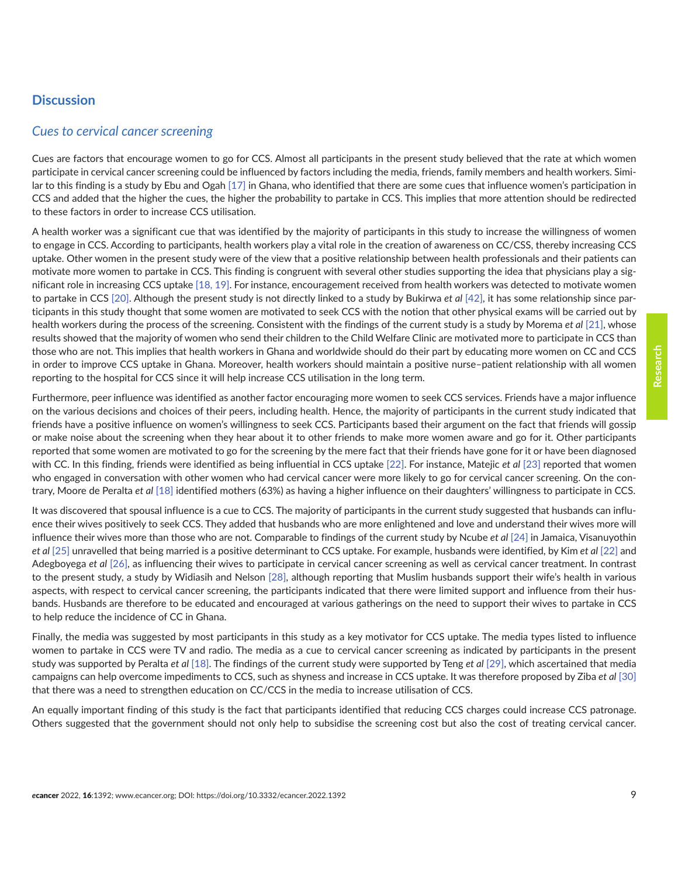## Discussion

### *Cues to cervical cancer screening*

Cues are factors that encourage women to go for CCS. Almost all participants in the present study believed that the rate at which women participate in cervical cancer screening could be influenced by factors including the media, friends, family members and health workers. Similar to this finding is a study by Ebu and Ogah [17] in Ghana, who identified that there are some cues that influence women's participation in CCS and added that the higher the cues, the higher the probability to partake in CCS. This implies that more attention should be redirected to these factors in order to increase CCS utilisation.

A health worker was a significant cue that was identified by the majority of participants in this study to increase the willingness of women to engage in CCS. According to participants, health workers play a vital role in the creation of awareness on CC/CSS, thereby increasing CCS uptake. Other women in the present study were of the view that a positive relationship between health professionals and their patients can motivate more women to partake in CCS. This finding is congruent with several other studies supporting the idea that physicians play a significant role in increasing CCS uptake [18, 19]. For instance, encouragement received from health workers was detected to motivate women to partake in CCS [20]. Although the present study is not directly linked to a study by Bukirwa *et al* [42], it has some relationship since participants in this study thought that some women are motivated to seek CCS with the notion that other physical exams will be carried out by health workers during the process of the screening. Consistent with the findings of the current study is a study by Morema *et al* [21], whose results showed that the majority of women who send their children to the Child Welfare Clinic are motivated more to participate in CCS than those who are not. This implies that health workers in Ghana and worldwide should do their part by educating more women on CC and CCS in order to improve CCS uptake in Ghana. Moreover, health workers should maintain a positive nurse–patient relationship with all women reporting to the hospital for CCS since it will help increase CCS utilisation in the long term.

Furthermore, peer influence was identified as another factor encouraging more women to seek CCS services. Friends have a major influence on the various decisions and choices of their peers, including health. Hence, the majority of participants in the current study indicated that friends have a positive influence on women's willingness to seek CCS. Participants based their argument on the fact that friends will gossip or make noise about the screening when they hear about it to other friends to make more women aware and go for it. Other participants reported that some women are motivated to go for the screening by the mere fact that their friends have gone for it or have been diagnosed with CC. In this finding, friends were identified as being influential in CCS uptake [22]. For instance, Matejic *et al* [23] reported that women who engaged in conversation with other women who had cervical cancer were more likely to go for cervical cancer screening. On the contrary, Moore de Peralta *et al* [18] identified mothers (63%) as having a higher influence on their daughters' willingness to participate in CCS.

It was discovered that spousal influence is a cue to CCS. The majority of participants in the current study suggested that husbands can influence their wives positively to seek CCS. They added that husbands who are more enlightened and love and understand their wives more will influence their wives more than those who are not. Comparable to findings of the current study by Ncube *et al* [24] in Jamaica, Visanuyothin *et al* [25] unravelled that being married is a positive determinant to CCS uptake. For example, husbands were identified, by Kim *et al* [22] and Adegboyega *et al* [26], as influencing their wives to participate in cervical cancer screening as well as cervical cancer treatment. In contrast to the present study, a study by Widiasih and Nelson [28], although reporting that Muslim husbands support their wife's health in various aspects, with respect to cervical cancer screening, the participants indicated that there were limited support and influence from their husbands. Husbands are therefore to be educated and encouraged at various gatherings on the need to support their wives to partake in CCS to help reduce the incidence of CC in Ghana.

Finally, the media was suggested by most participants in this study as a key motivator for CCS uptake. The media types listed to influence women to partake in CCS were TV and radio. The media as a cue to cervical cancer screening as indicated by participants in the present study was supported by Peralta *et al* [18]. The findings of the current study were supported by Teng *et al* [29], which ascertained that media campaigns can help overcome impediments to CCS, such as shyness and increase in CCS uptake. It was therefore proposed by Ziba *et al* [30] that there was a need to strengthen education on CC/CCS in the media to increase utilisation of CCS.

An equally important finding of this study is the fact that participants identified that reducing CCS charges could increase CCS patronage. Others suggested that the government should not only help to subsidise the screening cost but also the cost of treating cervical cancer.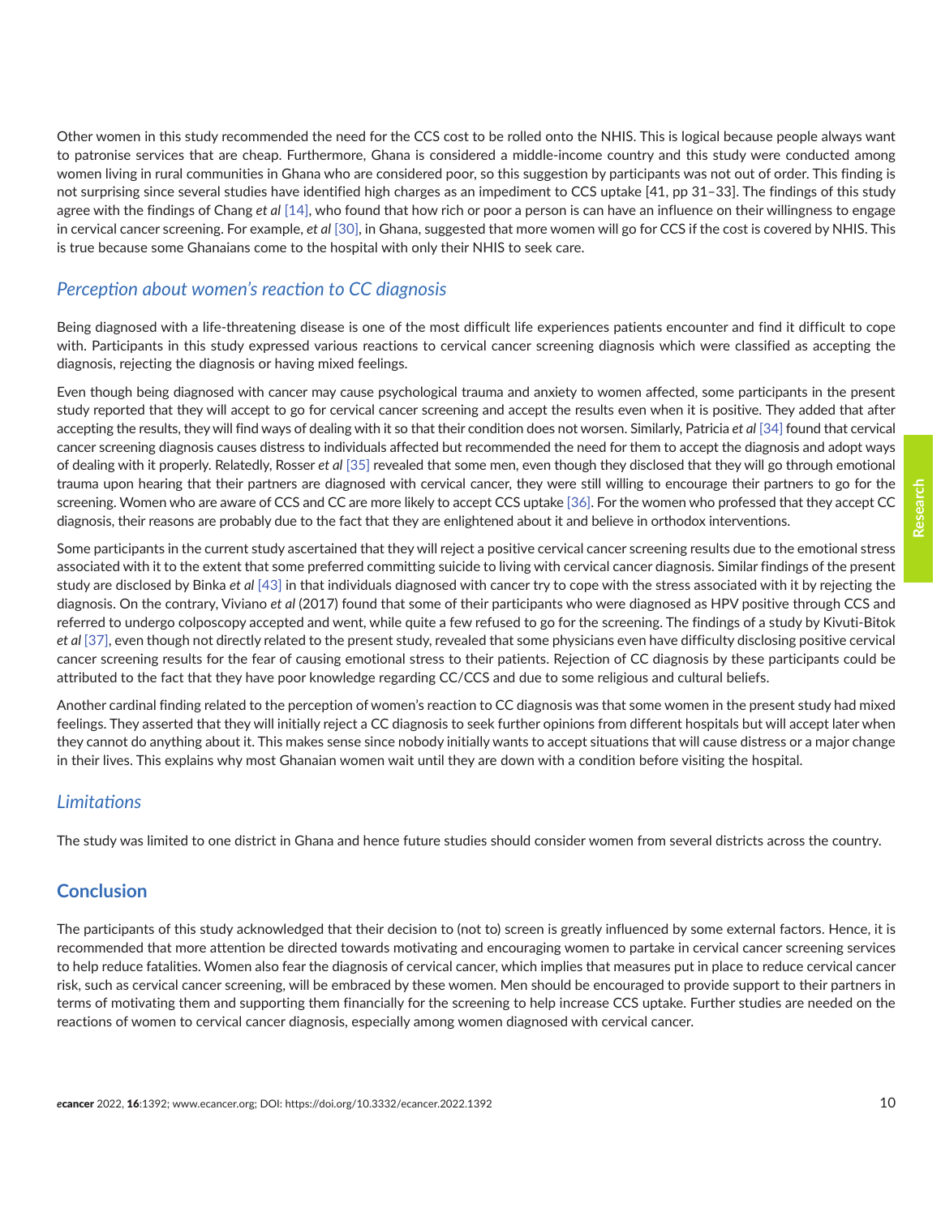Other women in this study recommended the need for the CCS cost to be rolled onto the NHIS. This is logical because people always want to patronise services that are cheap. Furthermore, Ghana is considered a middle-income country and this study were conducted among women living in rural communities in Ghana who are considered poor, so this suggestion by participants was not out of order. This finding is not surprising since several studies have identified high charges as an impediment to CCS uptake [41, pp 31–33]. The findings of this study agree with the findings of Chang *et al* [14], who found that how rich or poor a person is can have an influence on their willingness to engage in cervical cancer screening. For example, *et al* [30], in Ghana, suggested that more women will go for CCS if the cost is covered by NHIS. This is true because some Ghanaians come to the hospital with only their NHIS to seek care.

### *Perception about women's reaction to CC diagnosis*

Being diagnosed with a life-threatening disease is one of the most difficult life experiences patients encounter and find it difficult to cope with. Participants in this study expressed various reactions to cervical cancer screening diagnosis which were classified as accepting the diagnosis, rejecting the diagnosis or having mixed feelings.

Even though being diagnosed with cancer may cause psychological trauma and anxiety to women affected, some participants in the present study reported that they will accept to go for cervical cancer screening and accept the results even when it is positive. They added that after accepting the results, they will find ways of dealing with it so that their condition does not worsen. Similarly, Patricia *et al* [34] found that cervical cancer screening diagnosis causes distress to individuals affected but recommended the need for them to accept the diagnosis and adopt ways of dealing with it properly. Relatedly, Rosser *et al* [35] revealed that some men, even though they disclosed that they will go through emotional trauma upon hearing that their partners are diagnosed with cervical cancer, they were still willing to encourage their partners to go for the screening. Women who are aware of CCS and CC are more likely to accept CCS uptake [36]. For the women who professed that they accept CC diagnosis, their reasons are probably due to the fact that they are enlightened about it and believe in orthodox interventions.

Some participants in the current study ascertained that they will reject a positive cervical cancer screening results due to the emotional stress associated with it to the extent that some preferred committing suicide to living with cervical cancer diagnosis. Similar findings of the present study are disclosed by Binka *et al* [43] in that individuals diagnosed with cancer try to cope with the stress associated with it by rejecting the diagnosis. On the contrary, Viviano *et al* (2017) found that some of their participants who were diagnosed as HPV positive through CCS and referred to undergo colposcopy accepted and went, while quite a few refused to go for the screening. The findings of a study by Kivuti-Bitok *et al* [37], even though not directly related to the present study, revealed that some physicians even have difficulty disclosing positive cervical cancer screening results for the fear of causing emotional stress to their patients. Rejection of CC diagnosis by these participants could be attributed to the fact that they have poor knowledge regarding CC/CCS and due to some religious and cultural beliefs.

Another cardinal finding related to the perception of women's reaction to CC diagnosis was that some women in the present study had mixed feelings. They asserted that they will initially reject a CC diagnosis to seek further opinions from different hospitals but will accept later when they cannot do anything about it. This makes sense since nobody initially wants to accept situations that will cause distress or a major change in their lives. This explains why most Ghanaian women wait until they are down with a condition before visiting the hospital.

### *Limitations*

The study was limited to one district in Ghana and hence future studies should consider women from several districts across the country.

## Conclusion

The participants of this study acknowledged that their decision to (not to) screen is greatly influenced by some external factors. Hence, it is recommended that more attention be directed towards motivating and encouraging women to partake in cervical cancer screening services to help reduce fatalities. Women also fear the diagnosis of cervical cancer, which implies that measures put in place to reduce cervical cancer risk, such as cervical cancer screening, will be embraced by these women. Men should be encouraged to provide support to their partners in terms of motivating them and supporting them financially for the screening to help increase CCS uptake. Further studies are needed on the reactions of women to cervical cancer diagnosis, especially among women diagnosed with cervical cancer.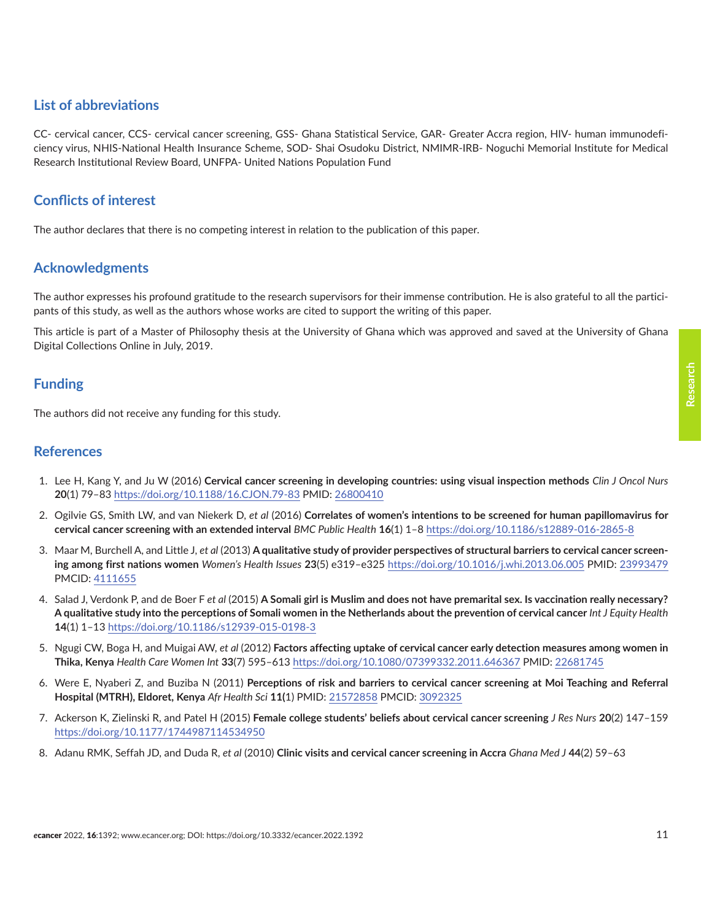## List of abbreviations

CC- cervical cancer, CCS- cervical cancer screening, GSS- Ghana Statistical Service, GAR- Greater Accra region, HIV- human immunodeficiency virus, NHIS-National Health Insurance Scheme, SOD- Shai Osudoku District, NMIMR-IRB- Noguchi Memorial Institute for Medical Research Institutional Review Board, UNFPA- United Nations Population Fund

## Conflicts of interest

The author declares that there is no competing interest in relation to the publication of this paper.

## Acknowledgments

The author expresses his profound gratitude to the research supervisors for their immense contribution. He is also grateful to all the participants of this study, as well as the authors whose works are cited to support the writing of this paper.

This article is part of a Master of Philosophy thesis at the University of Ghana which was approved and saved at the University of Ghana Digital Collections Online in July, 2019.

## Funding

The authors did not receive any funding for this study.

## References

1. Lee H, Kang Y, and Ju W (2016) **Cervical cancer screening in developing countries: using visual inspection methods** *Clin J Oncol Nurs* **20**(1) 79–83 https://doi.org/10.1188/16.CJON.79-83 PMID: 26800410
2. Ogilvie GS, Smith LW, and van Niekerk D, *et al* (2016) **Correlates of women's intentions to be screened for human papillomavirus for cervical cancer screening with an extended interval** *BMC Public Health* **16**(1) 1–8 https://doi.org/10.1186/s12889-016-2865-8
3. Maar M, Burchell A, and Little J, *et al* (2013) **A qualitative study of provider perspectives of structural barriers to cervical cancer screening among first nations women** *Women's Health Issues* **23**(5) e319–e325 https://doi.org/10.1016/j.whi.2013.06.005 PMID: 23993479 PMCID: 4111655
4. Salad J, Verdonk P, and de Boer F *et al* (2015) **A Somali girl is Muslim and does not have premarital sex. Is vaccination really necessary? A qualitative study into the perceptions of Somali women in the Netherlands about the prevention of cervical cancer** *Int J Equity Health* **14**(1) 1–13 https://doi.org/10.1186/s12939-015-0198-3
5. Ngugi CW, Boga H, and Muigai AW, *et al* (2012) **Factors affecting uptake of cervical cancer early detection measures among women in Thika, Kenya** *Health Care Women Int* **33**(7) 595–613 https://doi.org/10.1080/07399332.2011.646367 PMID: 22681745
6. Were E, Nyaberi Z, and Buziba N (2011) **Perceptions of risk and barriers to cervical cancer screening at Moi Teaching and Referral Hospital (MTRH), Eldoret, Kenya** *Afr Health Sci* **11(**1) PMID: 21572858 PMCID: 3092325
7. Ackerson K, Zielinski R, and Patel H (2015) **Female college students' beliefs about cervical cancer screening** *J Res Nurs* **20**(2) 147–159 https://doi.org/10.1177/1744987114534950
8. Adanu RMK, Seffah JD, and Duda R, *et al* (2010) **Clinic visits and cervical cancer screening in Accra** *Ghana Med J* **44**(2) 59–63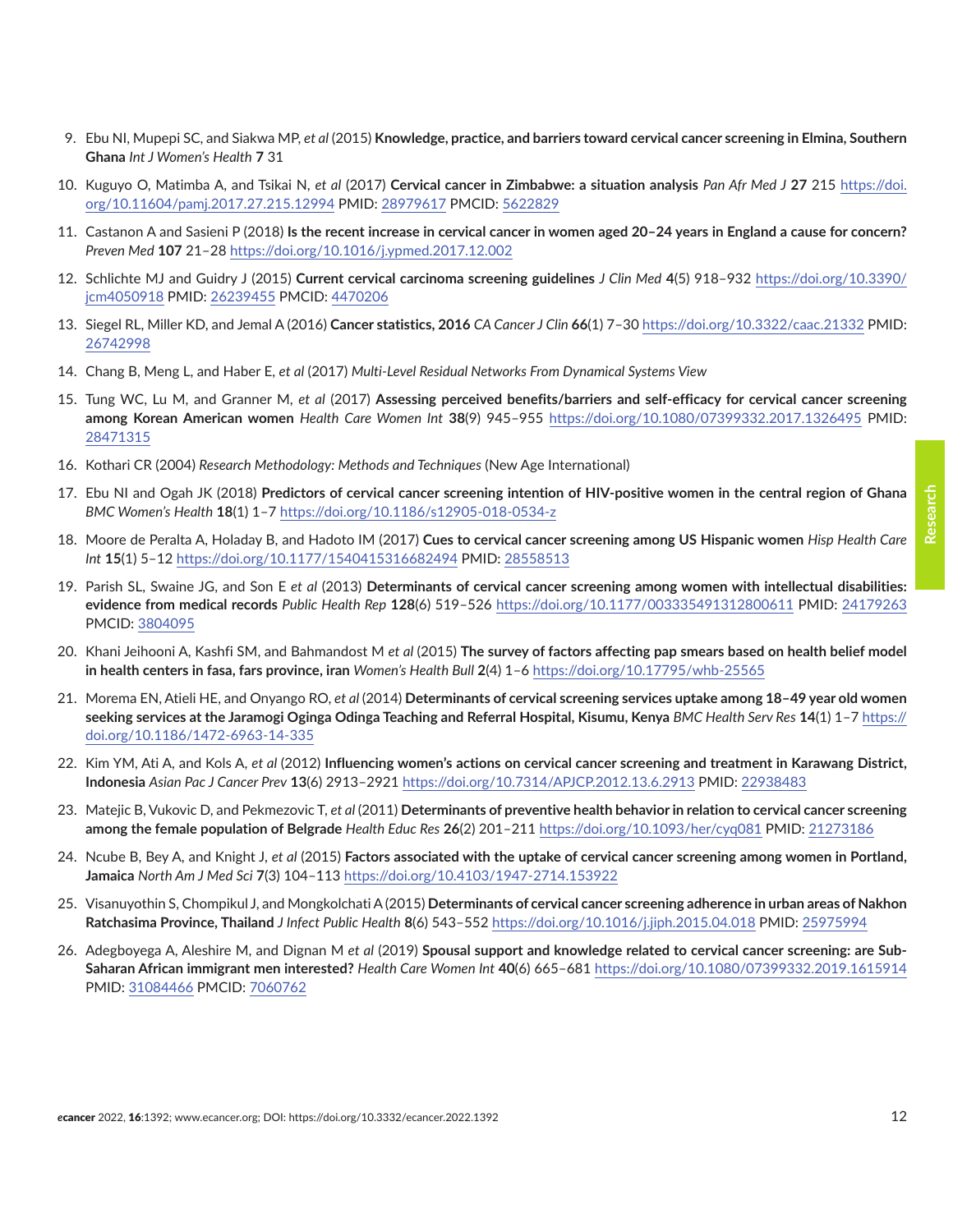9. Ebu NI, Mupepi SC, and Siakwa MP, *et al* (2015) **Knowledge, practice, and barriers toward cervical cancer screening in Elmina, Southern Ghana** *Int J Women's Health* **7** 31

10. Kuguyo O, Matimba A, and Tsikai N, *et al* (2017) **Cervical cancer in Zimbabwe: a situation analysis** *Pan Afr Med J* **27** 215 https://doi.org/10.11604/pamj.2017.27.215.12994 PMID: 28979617 PMCID: 5622829

11. Castanon A and Sasieni P (2018) **Is the recent increase in cervical cancer in women aged 20–24 years in England a cause for concern?** *Preven Med* **107** 21–28 https://doi.org/10.1016/j.ypmed.2017.12.002

12. Schlichte MJ and Guidry J (2015) **Current cervical carcinoma screening guidelines** *J Clin Med* **4**(5) 918–932 https://doi.org/10.3390/jcm4050918 PMID: 26239455 PMCID: 4470206

13. Siegel RL, Miller KD, and Jemal A (2016) **Cancer statistics, 2016** *CA Cancer J Clin* **66**(1) 7–30 https://doi.org/10.3322/caac.21332 PMID: 26742998

14. Chang B, Meng L, and Haber E, *et al* (2017) *Multi-Level Residual Networks From Dynamical Systems View*

15. Tung WC, Lu M, and Granner M, *et al* (2017) **Assessing perceived benefits/barriers and self-efficacy for cervical cancer screening among Korean American women** *Health Care Women Int* **38**(9) 945–955 https://doi.org/10.1080/07399332.2017.1326495 PMID: 28471315

16. Kothari CR (2004) *Research Methodology: Methods and Techniques* (New Age International)

17. Ebu NI and Ogah JK (2018) **Predictors of cervical cancer screening intention of HIV-positive women in the central region of Ghana** *BMC Women's Health* **18**(1) 1–7 https://doi.org/10.1186/s12905-018-0534-z

18. Moore de Peralta A, Holaday B, and Hadoto IM (2017) **Cues to cervical cancer screening among US Hispanic women** *Hisp Health Care Int* **15**(1) 5–12 https://doi.org/10.1177/1540415316682494 PMID: 28558513

19. Parish SL, Swaine JG, and Son E *et al* (2013) **Determinants of cervical cancer screening among women with intellectual disabilities: evidence from medical records** *Public Health Rep* **128**(6) 519–526 https://doi.org/10.1177/003335491312800611 PMID: 24179263 PMCID: 3804095

20. Khani Jeihooni A, Kashfi SM, and Bahmandost M *et al* (2015) **The survey of factors affecting pap smears based on health belief model in health centers in fasa, fars province, iran** *Women's Health Bull* **2**(4) 1–6 https://doi.org/10.17795/whb-25565

21. Morema EN, Atieli HE, and Onyango RO, *et al* (2014) **Determinants of cervical screening services uptake among 18–49 year old women seeking services at the Jaramogi Oginga Odinga Teaching and Referral Hospital, Kisumu, Kenya** *BMC Health Serv Res* **14**(1) 1–7 https://doi.org/10.1186/1472-6963-14-335

22. Kim YM, Ati A, and Kols A, *et al* (2012) **Influencing women's actions on cervical cancer screening and treatment in Karawang District, Indonesia** *Asian Pac J Cancer Prev* **13**(6) 2913–2921 https://doi.org/10.7314/APJCP.2012.13.6.2913 PMID: 22938483

23. Matejic B, Vukovic D, and Pekmezovic T, *et al* (2011) **Determinants of preventive health behavior in relation to cervical cancer screening among the female population of Belgrade** *Health Educ Res* **26**(2) 201–211 https://doi.org/10.1093/her/cyq081 PMID: 21273186

24. Ncube B, Bey A, and Knight J, *et al* (2015) **Factors associated with the uptake of cervical cancer screening among women in Portland, Jamaica** *North Am J Med Sci* **7**(3) 104–113 https://doi.org/10.4103/1947-2714.153922

25. Visanuyothin S, Chompikul J, and Mongkolchati A (2015) **Determinants of cervical cancer screening adherence in urban areas of Nakhon Ratchasima Province, Thailand** *J Infect Public Health* **8**(6) 543–552 https://doi.org/10.1016/j.jiph.2015.04.018 PMID: 25975994

26. Adegboyega A, Aleshire M, and Dignan M *et al* (2019) **Spousal support and knowledge related to cervical cancer screening: are Sub-Saharan African immigrant men interested?** *Health Care Women Int* **40**(6) 665–681 https://doi.org/10.1080/07399332.2019.1615914 PMID: 31084466 PMCID: 7060762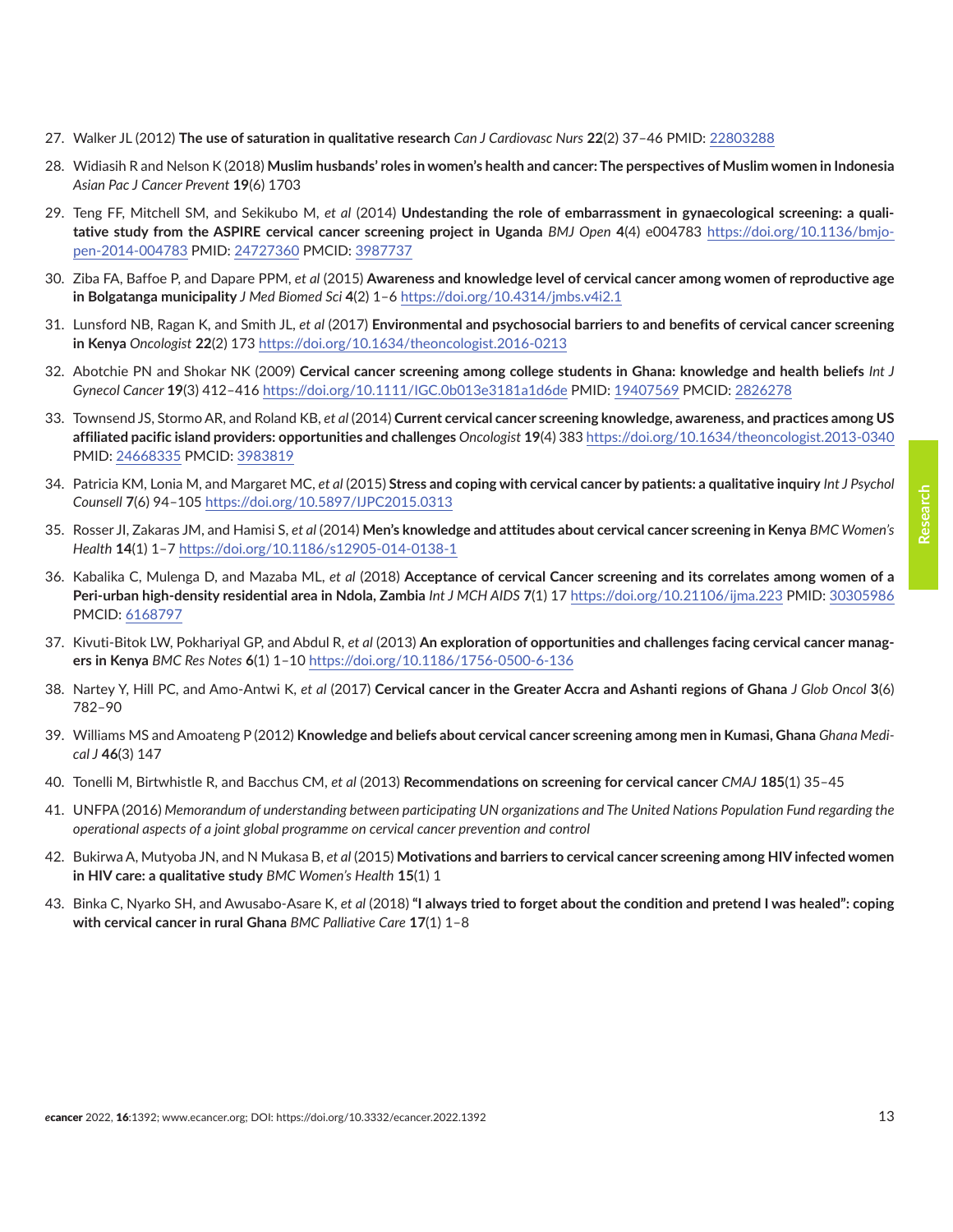27. Walker JL (2012) **The use of saturation in qualitative research** *Can J Cardiovasc Nurs* **22**(2) 37–46 PMID: 22803288

28. Widiasih R and Nelson K (2018) **Muslim husbands' roles in women's health and cancer: The perspectives of Muslim women in Indonesia** *Asian Pac J Cancer Prevent* **19**(6) 1703

29. Teng FF, Mitchell SM, and Sekikubo M, *et al* (2014) **Undestanding the role of embarrassment in gynaecological screening: a qualitative study from the ASPIRE cervical cancer screening project in Uganda** *BMJ Open* **4**(4) e004783 https://doi.org/10.1136/bmjopen-2014-004783 PMID: 24727360 PMCID: 3987737

30. Ziba FA, Baffoe P, and Dapare PPM, *et al* (2015) **Awareness and knowledge level of cervical cancer among women of reproductive age in Bolgatanga municipality** *J Med Biomed Sci* **4**(2) 1–6 https://doi.org/10.4314/jmbs.v4i2.1

31. Lunsford NB, Ragan K, and Smith JL, *et al* (2017) **Environmental and psychosocial barriers to and benefits of cervical cancer screening in Kenya** *Oncologist* **22**(2) 173 https://doi.org/10.1634/theoncologist.2016-0213

32. Abotchie PN and Shokar NK (2009) **Cervical cancer screening among college students in Ghana: knowledge and health beliefs** *Int J Gynecol Cancer* **19**(3) 412–416 https://doi.org/10.1111/IGC.0b013e3181a1d6de PMID: 19407569 PMCID: 2826278

33. Townsend JS, Stormo AR, and Roland KB, *et al* (2014) **Current cervical cancer screening knowledge, awareness, and practices among US affiliated pacific island providers: opportunities and challenges** *Oncologist* **19**(4) 383 https://doi.org/10.1634/theoncologist.2013-0340 PMID: 24668335 PMCID: 3983819

34. Patricia KM, Lonia M, and Margaret MC, *et al* (2015) **Stress and coping with cervical cancer by patients: a qualitative inquiry** *Int J Psychol Counsell* **7**(6) 94–105 https://doi.org/10.5897/IJPC2015.0313

35. Rosser JI, Zakaras JM, and Hamisi S, *et al* (2014) **Men's knowledge and attitudes about cervical cancer screening in Kenya** *BMC Women's Health* **14**(1) 1–7 https://doi.org/10.1186/s12905-014-0138-1

36. Kabalika C, Mulenga D, and Mazaba ML, *et al* (2018) **Acceptance of cervical Cancer screening and its correlates among women of a Peri-urban high-density residential area in Ndola, Zambia** *Int J MCH AIDS* **7**(1) 17 https://doi.org/10.21106/ijma.223 PMID: 30305986 PMCID: 6168797

37. Kivuti-Bitok LW, Pokhariyal GP, and Abdul R, *et al* (2013) **An exploration of opportunities and challenges facing cervical cancer managers in Kenya** *BMC Res Notes* **6**(1) 1–10 https://doi.org/10.1186/1756-0500-6-136

38. Nartey Y, Hill PC, and Amo-Antwi K, *et al* (2017) **Cervical cancer in the Greater Accra and Ashanti regions of Ghana** *J Glob Oncol* **3**(6) 782–90

39. Williams MS and Amoateng P (2012) **Knowledge and beliefs about cervical cancer screening among men in Kumasi, Ghana** *Ghana Medical J* **46**(3) 147

40. Tonelli M, Birtwhistle R, and Bacchus CM, *et al* (2013) **Recommendations on screening for cervical cancer** *CMAJ* **185**(1) 35–45

41. UNFPA (2016) *Memorandum of understanding between participating UN organizations and The United Nations Population Fund regarding the operational aspects of a joint global programme on cervical cancer prevention and control*

42. Bukirwa A, Mutyoba JN, and N Mukasa B, *et al* (2015) **Motivations and barriers to cervical cancer screening among HIV infected women in HIV care: a qualitative study** *BMC Women's Health* **15**(1) 1

43. Binka C, Nyarko SH, and Awusabo-Asare K, *et al* (2018) **"I always tried to forget about the condition and pretend I was healed": coping with cervical cancer in rural Ghana** *BMC Palliative Care* **17**(1) 1–8